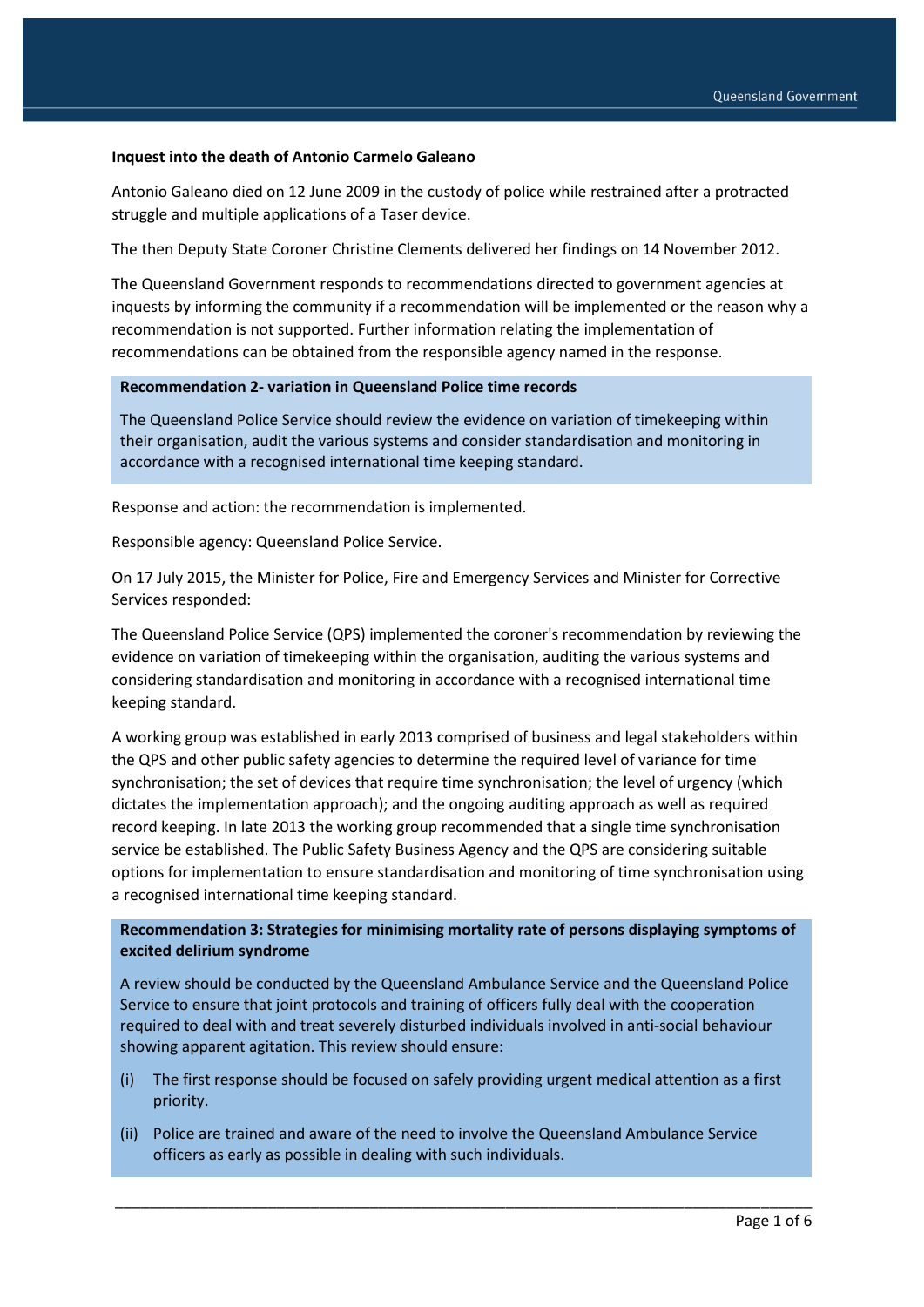**Inquest into the death of Antonio Carmelo Galeano**

Antonio Galeano died on 12 June 2009 in the custody of police while restrained after a protracted struggle and multiple applications of a Taser device.

The then Deputy State Coroner Christine Clements delivered her findings on 14 November 2012.

The Queensland Government responds to recommendations directed to government agencies at inquests by informing the community if a recommendation will be implemented or the reason why a recommendation is not supported. Further information relating the implementation of recommendations can be obtained from the responsible agency named in the response.

**Recommendation 2- variation in Queensland Police time records**

The Queensland Police Service should review the evidence on variation of timekeeping within their organisation, audit the various systems and consider standardisation and monitoring in accordance with a recognised international time keeping standard.

Response and action: the recommendation is implemented.

Responsible agency: Queensland Police Service.

On 17 July 2015, the Minister for Police, Fire and Emergency Services and Minister for Corrective Services responded:

The Queensland Police Service (QPS) implemented the coroner's recommendation by reviewing the evidence on variation of timekeeping within the organisation, auditing the various systems and considering standardisation and monitoring in accordance with a recognised international time keeping standard.

A working group was established in early 2013 comprised of business and legal stakeholders within the QPS and other public safety agencies to determine the required level of variance for time synchronisation; the set of devices that require time synchronisation; the level of urgency (which dictates the implementation approach); and the ongoing auditing approach as well as required record keeping. In late 2013 the working group recommended that a single time synchronisation service be established. The Public Safety Business Agency and the QPS are considering suitable options for implementation to ensure standardisation and monitoring of time synchronisation using a recognised international time keeping standard.

**Recommendation 3: Strategies for minimising mortality rate of persons displaying symptoms of excited delirium syndrome**

A review should be conducted by the Queensland Ambulance Service and the Queensland Police Service to ensure that joint protocols and training of officers fully deal with the cooperation required to deal with and treat severely disturbed individuals involved in anti-social behaviour showing apparent agitation. This review should ensure:

(i) The first response should be focused on safely providing urgent medical attention as a first priority.

(ii) Police are trained and aware of the need to involve the Queensland Ambulance Service officers as early as possible in dealing with such individuals.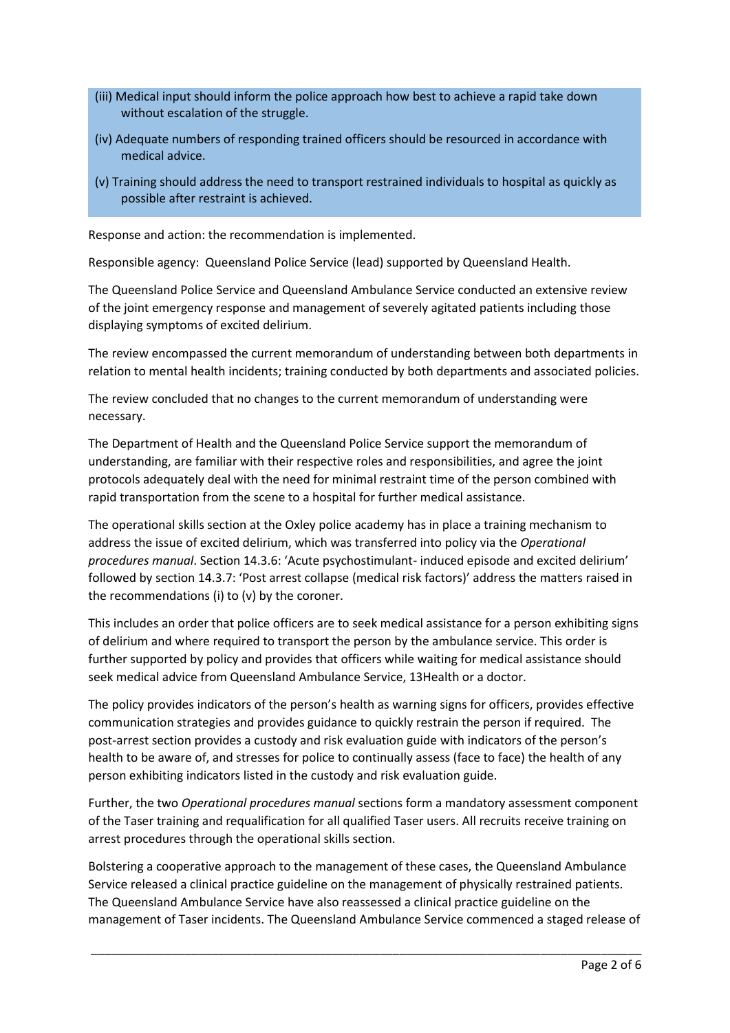(iii) Medical input should inform the police approach how best to achieve a rapid take down without escalation of the struggle.

(iv) Adequate numbers of responding trained officers should be resourced in accordance with medical advice.

(v) Training should address the need to transport restrained individuals to hospital as quickly as possible after restraint is achieved.

Response and action: the recommendation is implemented.

Responsible agency: Queensland Police Service (lead) supported by Queensland Health.

The Queensland Police Service and Queensland Ambulance Service conducted an extensive review of the joint emergency response and management of severely agitated patients including those displaying symptoms of excited delirium.

The review encompassed the current memorandum of understanding between both departments in relation to mental health incidents; training conducted by both departments and associated policies.

The review concluded that no changes to the current memorandum of understanding were necessary.

The Department of Health and the Queensland Police Service support the memorandum of understanding, are familiar with their respective roles and responsibilities, and agree the joint protocols adequately deal with the need for minimal restraint time of the person combined with rapid transportation from the scene to a hospital for further medical assistance.

The operational skills section at the Oxley police academy has in place a training mechanism to address the issue of excited delirium, which was transferred into policy via the *Operational procedures manual*. Section 14.3.6: 'Acute psychostimulant- induced episode and excited delirium' followed by section 14.3.7: 'Post arrest collapse (medical risk factors)' address the matters raised in the recommendations (i) to (v) by the coroner.

This includes an order that police officers are to seek medical assistance for a person exhibiting signs of delirium and where required to transport the person by the ambulance service. This order is further supported by policy and provides that officers while waiting for medical assistance should seek medical advice from Queensland Ambulance Service, 13Health or a doctor.

The policy provides indicators of the person's health as warning signs for officers, provides effective communication strategies and provides guidance to quickly restrain the person if required. The post-arrest section provides a custody and risk evaluation guide with indicators of the person's health to be aware of, and stresses for police to continually assess (face to face) the health of any person exhibiting indicators listed in the custody and risk evaluation guide.

Further, the two *Operational procedures manual* sections form a mandatory assessment component of the Taser training and requalification for all qualified Taser users. All recruits receive training on arrest procedures through the operational skills section.

Bolstering a cooperative approach to the management of these cases, the Queensland Ambulance Service released a clinical practice guideline on the management of physically restrained patients. The Queensland Ambulance Service have also reassessed a clinical practice guideline on the management of Taser incidents. The Queensland Ambulance Service commenced a staged release of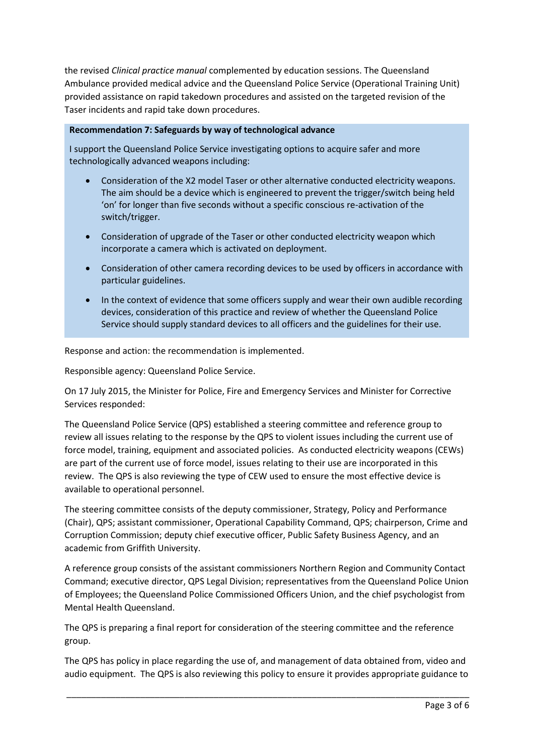the revised *Clinical practice manual* complemented by education sessions. The Queensland Ambulance provided medical advice and the Queensland Police Service (Operational Training Unit) provided assistance on rapid takedown procedures and assisted on the targeted revision of the Taser incidents and rapid take down procedures.

**Recommendation 7: Safeguards by way of technological advance**

I support the Queensland Police Service investigating options to acquire safer and more technologically advanced weapons including:

- Consideration of the X2 model Taser or other alternative conducted electricity weapons. The aim should be a device which is engineered to prevent the trigger/switch being held 'on' for longer than five seconds without a specific conscious re-activation of the switch/trigger.
- Consideration of upgrade of the Taser or other conducted electricity weapon which incorporate a camera which is activated on deployment.
- Consideration of other camera recording devices to be used by officers in accordance with particular guidelines.
- In the context of evidence that some officers supply and wear their own audible recording devices, consideration of this practice and review of whether the Queensland Police Service should supply standard devices to all officers and the guidelines for their use.

Response and action: the recommendation is implemented.

Responsible agency: Queensland Police Service.

On 17 July 2015, the Minister for Police, Fire and Emergency Services and Minister for Corrective Services responded:

The Queensland Police Service (QPS) established a steering committee and reference group to review all issues relating to the response by the QPS to violent issues including the current use of force model, training, equipment and associated policies. As conducted electricity weapons (CEWs) are part of the current use of force model, issues relating to their use are incorporated in this review. The QPS is also reviewing the type of CEW used to ensure the most effective device is available to operational personnel.

The steering committee consists of the deputy commissioner, Strategy, Policy and Performance (Chair), QPS; assistant commissioner, Operational Capability Command, QPS; chairperson, Crime and Corruption Commission; deputy chief executive officer, Public Safety Business Agency, and an academic from Griffith University.

A reference group consists of the assistant commissioners Northern Region and Community Contact Command; executive director, QPS Legal Division; representatives from the Queensland Police Union of Employees; the Queensland Police Commissioned Officers Union, and the chief psychologist from Mental Health Queensland.

The QPS is preparing a final report for consideration of the steering committee and the reference group.

The QPS has policy in place regarding the use of, and management of data obtained from, video and audio equipment. The QPS is also reviewing this policy to ensure it provides appropriate guidance to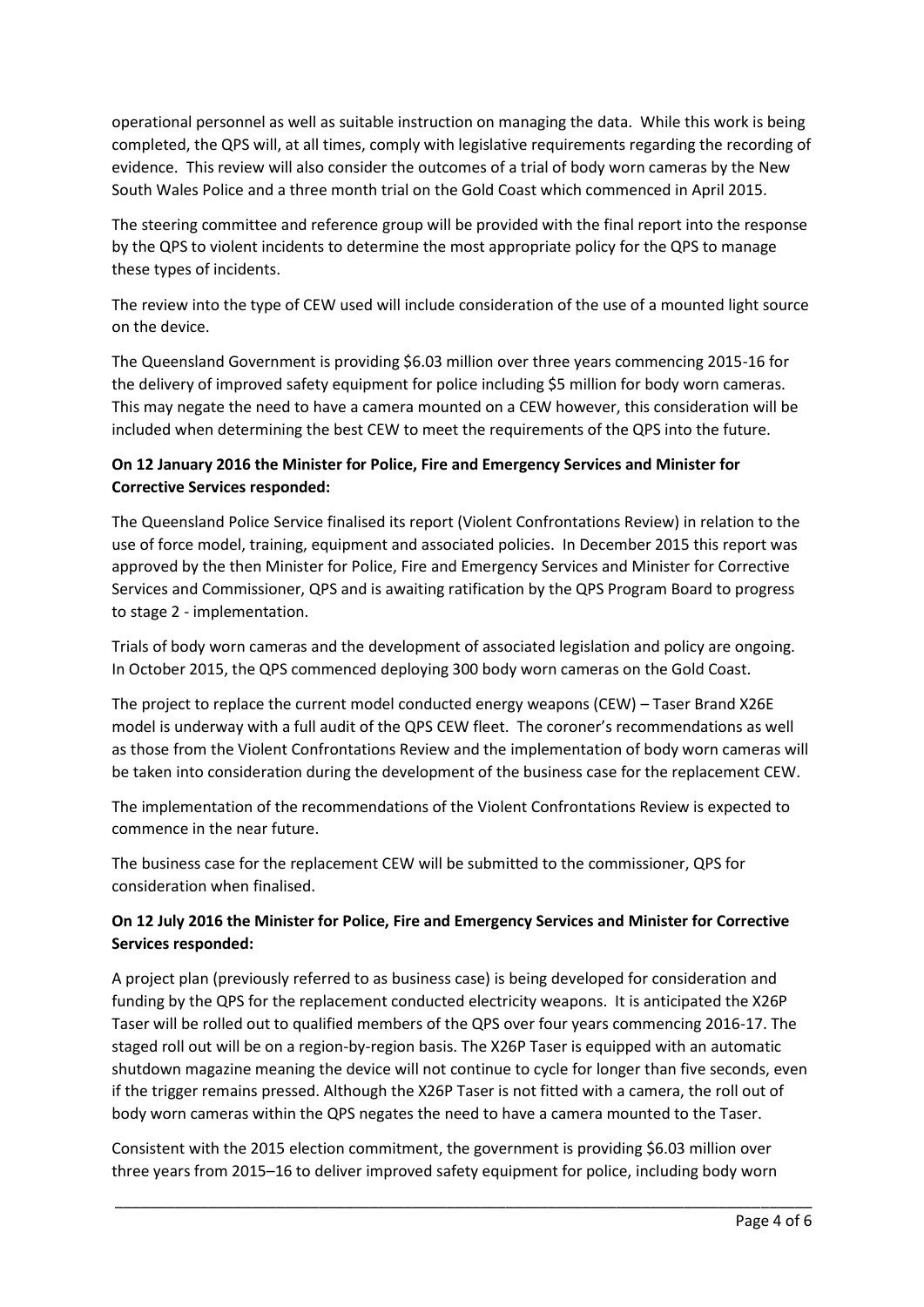operational personnel as well as suitable instruction on managing the data. While this work is being completed, the QPS will, at all times, comply with legislative requirements regarding the recording of evidence. This review will also consider the outcomes of a trial of body worn cameras by the New South Wales Police and a three month trial on the Gold Coast which commenced in April 2015.

The steering committee and reference group will be provided with the final report into the response by the QPS to violent incidents to determine the most appropriate policy for the QPS to manage these types of incidents.

The review into the type of CEW used will include consideration of the use of a mounted light source on the device.

The Queensland Government is providing $6.03 million over three years commencing 2015-16 for the delivery of improved safety equipment for police including $5 million for body worn cameras. This may negate the need to have a camera mounted on a CEW however, this consideration will be included when determining the best CEW to meet the requirements of the QPS into the future.

**On 12 January 2016 the Minister for Police, Fire and Emergency Services and Minister for Corrective Services responded:**

The Queensland Police Service finalised its report (Violent Confrontations Review) in relation to the use of force model, training, equipment and associated policies. In December 2015 this report was approved by the then Minister for Police, Fire and Emergency Services and Minister for Corrective Services and Commissioner, QPS and is awaiting ratification by the QPS Program Board to progress to stage 2 - implementation.

Trials of body worn cameras and the development of associated legislation and policy are ongoing. In October 2015, the QPS commenced deploying 300 body worn cameras on the Gold Coast.

The project to replace the current model conducted energy weapons (CEW) – Taser Brand X26E model is underway with a full audit of the QPS CEW fleet. The coroner's recommendations as well as those from the Violent Confrontations Review and the implementation of body worn cameras will be taken into consideration during the development of the business case for the replacement CEW.

The implementation of the recommendations of the Violent Confrontations Review is expected to commence in the near future.

The business case for the replacement CEW will be submitted to the commissioner, QPS for consideration when finalised.

**On 12 July 2016 the Minister for Police, Fire and Emergency Services and Minister for Corrective Services responded:**

A project plan (previously referred to as business case) is being developed for consideration and funding by the QPS for the replacement conducted electricity weapons. It is anticipated the X26P Taser will be rolled out to qualified members of the QPS over four years commencing 2016-17. The staged roll out will be on a region-by-region basis. The X26P Taser is equipped with an automatic shutdown magazine meaning the device will not continue to cycle for longer than five seconds, even if the trigger remains pressed. Although the X26P Taser is not fitted with a camera, the roll out of body worn cameras within the QPS negates the need to have a camera mounted to the Taser.

Consistent with the 2015 election commitment, the government is providing $6.03 million over three years from 2015–16 to deliver improved safety equipment for police, including body worn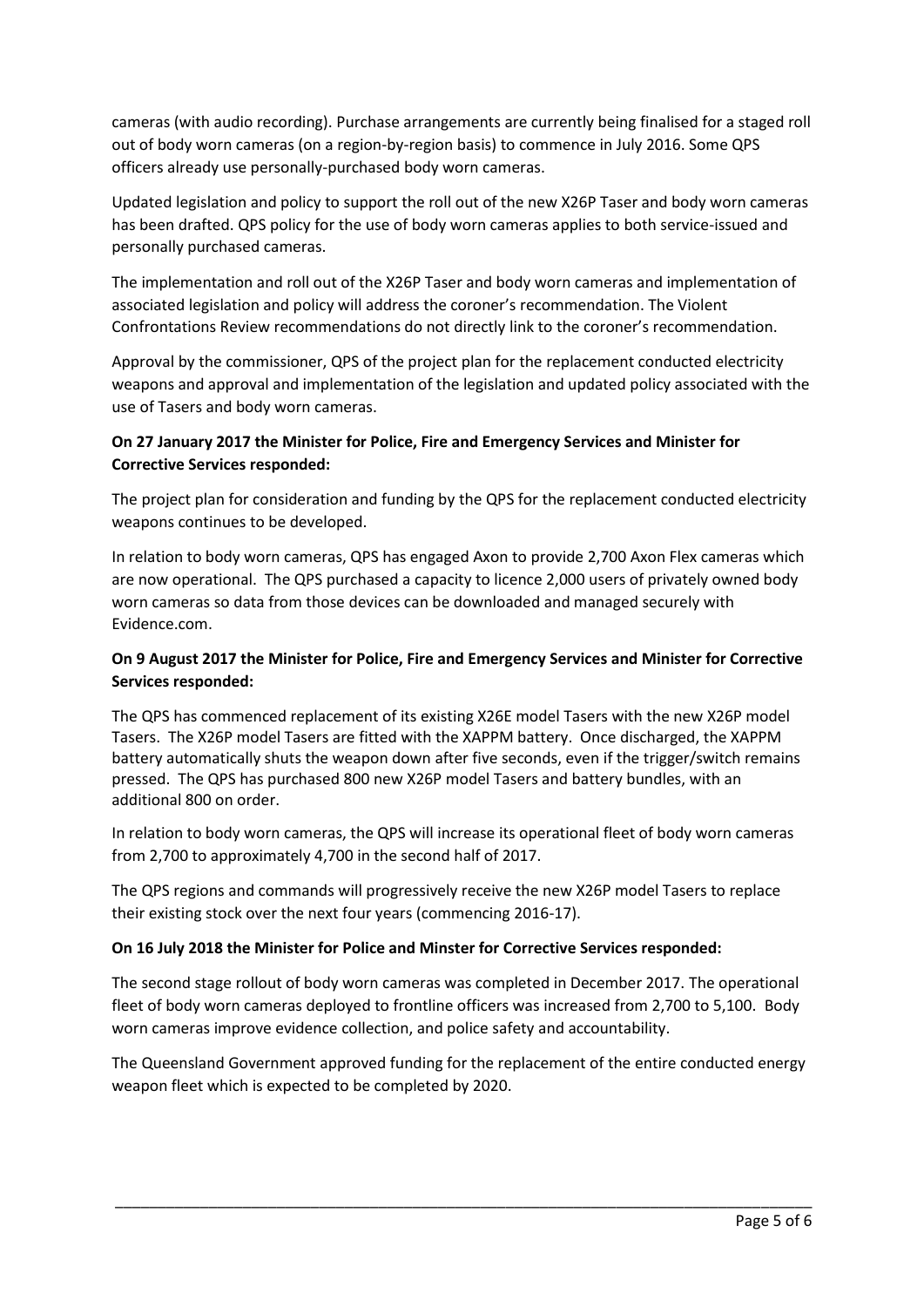cameras (with audio recording). Purchase arrangements are currently being finalised for a staged roll out of body worn cameras (on a region-by-region basis) to commence in July 2016. Some QPS officers already use personally-purchased body worn cameras.

Updated legislation and policy to support the roll out of the new X26P Taser and body worn cameras has been drafted. QPS policy for the use of body worn cameras applies to both service-issued and personally purchased cameras.

The implementation and roll out of the X26P Taser and body worn cameras and implementation of associated legislation and policy will address the coroner's recommendation. The Violent Confrontations Review recommendations do not directly link to the coroner's recommendation.

Approval by the commissioner, QPS of the project plan for the replacement conducted electricity weapons and approval and implementation of the legislation and updated policy associated with the use of Tasers and body worn cameras.

**On 27 January 2017 the Minister for Police, Fire and Emergency Services and Minister for Corrective Services responded:**

The project plan for consideration and funding by the QPS for the replacement conducted electricity weapons continues to be developed.

In relation to body worn cameras, QPS has engaged Axon to provide 2,700 Axon Flex cameras which are now operational. The QPS purchased a capacity to licence 2,000 users of privately owned body worn cameras so data from those devices can be downloaded and managed securely with Evidence.com.

**On 9 August 2017 the Minister for Police, Fire and Emergency Services and Minister for Corrective Services responded:**

The QPS has commenced replacement of its existing X26E model Tasers with the new X26P model Tasers. The X26P model Tasers are fitted with the XAPPM battery. Once discharged, the XAPPM battery automatically shuts the weapon down after five seconds, even if the trigger/switch remains pressed. The QPS has purchased 800 new X26P model Tasers and battery bundles, with an additional 800 on order.

In relation to body worn cameras, the QPS will increase its operational fleet of body worn cameras from 2,700 to approximately 4,700 in the second half of 2017.

The QPS regions and commands will progressively receive the new X26P model Tasers to replace their existing stock over the next four years (commencing 2016-17).

**On 16 July 2018 the Minister for Police and Minster for Corrective Services responded:**

The second stage rollout of body worn cameras was completed in December 2017. The operational fleet of body worn cameras deployed to frontline officers was increased from 2,700 to 5,100. Body worn cameras improve evidence collection, and police safety and accountability.

The Queensland Government approved funding for the replacement of the entire conducted energy weapon fleet which is expected to be completed by 2020.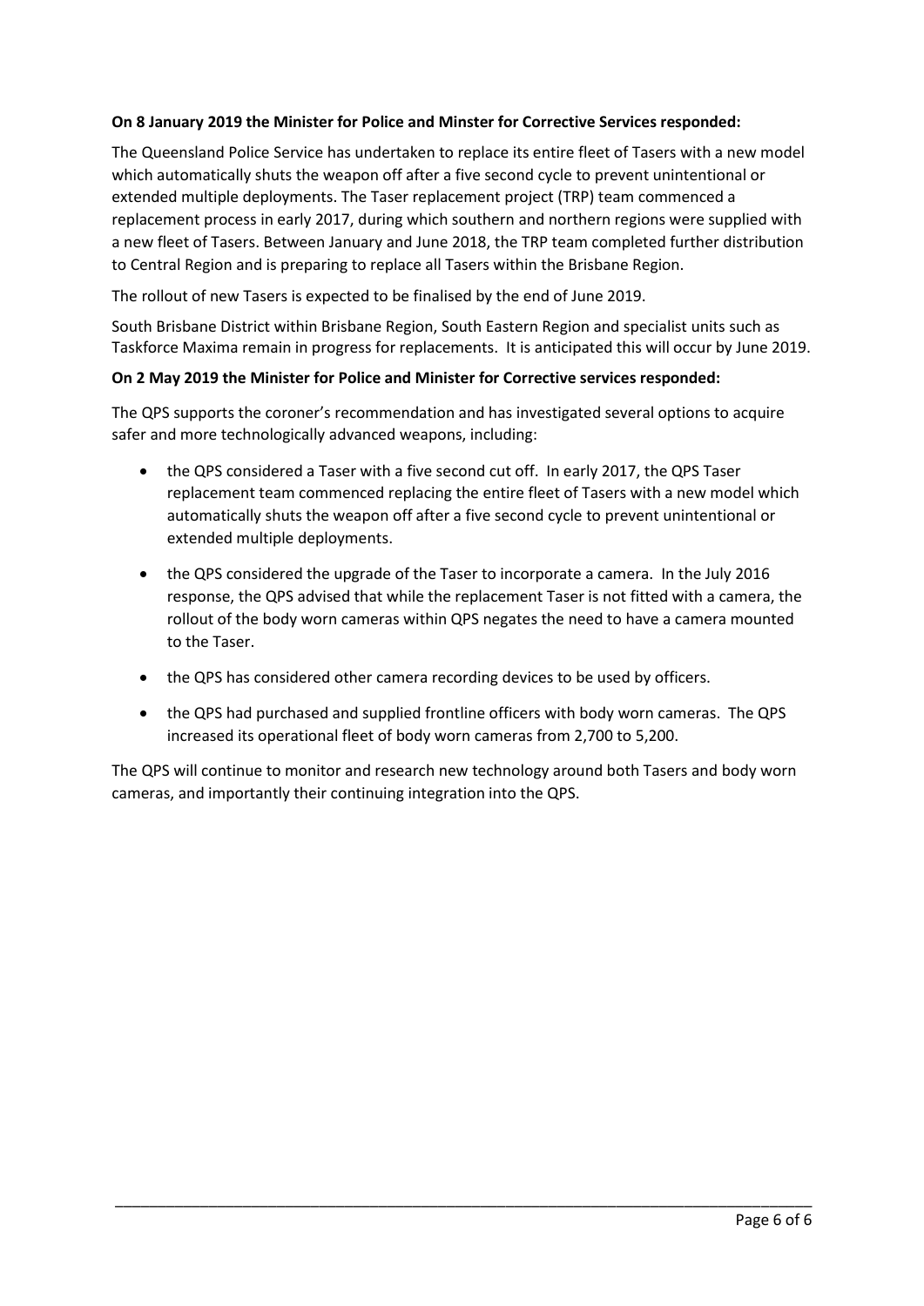**On 8 January 2019 the Minister for Police and Minster for Corrective Services responded:**

The Queensland Police Service has undertaken to replace its entire fleet of Tasers with a new model which automatically shuts the weapon off after a five second cycle to prevent unintentional or extended multiple deployments. The Taser replacement project (TRP) team commenced a replacement process in early 2017, during which southern and northern regions were supplied with a new fleet of Tasers. Between January and June 2018, the TRP team completed further distribution to Central Region and is preparing to replace all Tasers within the Brisbane Region.

The rollout of new Tasers is expected to be finalised by the end of June 2019.

South Brisbane District within Brisbane Region, South Eastern Region and specialist units such as Taskforce Maxima remain in progress for replacements. It is anticipated this will occur by June 2019.

**On 2 May 2019 the Minister for Police and Minister for Corrective services responded:**

The QPS supports the coroner's recommendation and has investigated several options to acquire safer and more technologically advanced weapons, including:

- the QPS considered a Taser with a five second cut off. In early 2017, the QPS Taser replacement team commenced replacing the entire fleet of Tasers with a new model which automatically shuts the weapon off after a five second cycle to prevent unintentional or extended multiple deployments.
- the QPS considered the upgrade of the Taser to incorporate a camera. In the July 2016 response, the QPS advised that while the replacement Taser is not fitted with a camera, the rollout of the body worn cameras within QPS negates the need to have a camera mounted to the Taser.
- the QPS has considered other camera recording devices to be used by officers.
- the QPS had purchased and supplied frontline officers with body worn cameras. The QPS increased its operational fleet of body worn cameras from 2,700 to 5,200.

The QPS will continue to monitor and research new technology around both Tasers and body worn cameras, and importantly their continuing integration into the QPS.